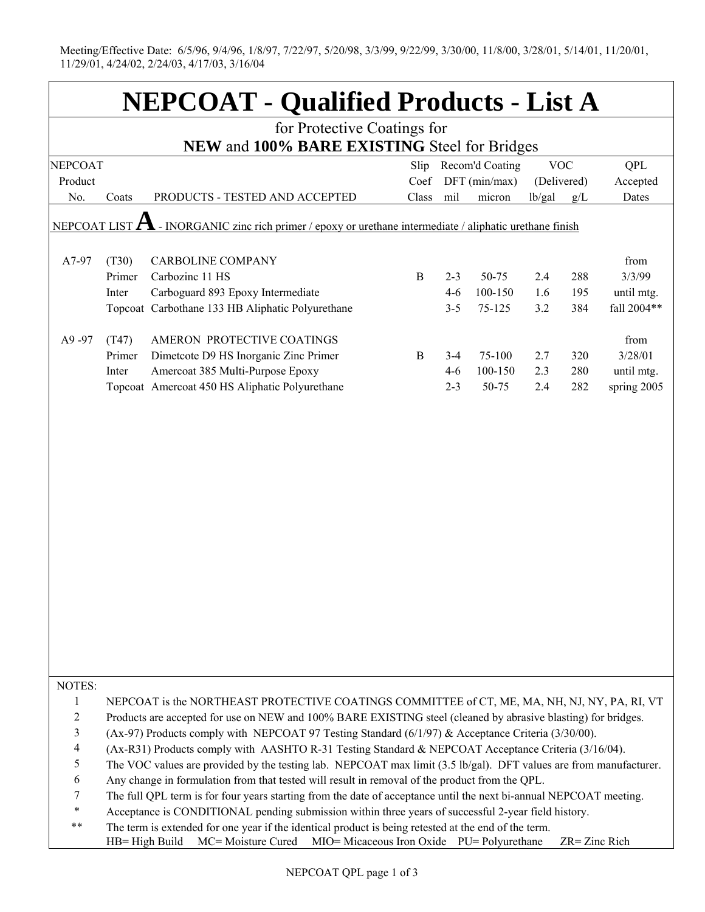Meeting/Effective Date: 6/5/96, 9/4/96, 1/8/97, 7/22/97, 5/20/98, 3/3/99, 9/22/99, 3/30/00, 11/8/00, 3/28/01, 5/14/01, 11/20/01, 11/29/01, 4/24/02, 2/24/03, 4/17/03, 3/16/04

# NEPCOAT - Qualified Products - List A

## for Protective Coatings for **NEW** and **100% BARE EXISTING** Steel for Bridges

| NEPCOAT Product No. | Coats | PRODUCTS - TESTED AND ACCEPTED | Slip Coef Class | Recom'd Coating DFT (min/max) mil | micron | VOC (Delivered) lb/gal | g/L | QPL Accepted Dates |
|---|---|---|---|---|---|---|---|---|
| NEPCOAT LIST **A** - INORGANIC zinc rich primer / epoxy or urethane intermediate / aliphatic urethane finish | | | | | | | | |
| A7-97 | (T30) | CARBOLINE COMPANY | | | | | | from |
| | Primer | Carbozinc 11 HS | B | 2-3 | 50-75 | 2.4 | 288 | 3/3/99 |
| | Inter | Carboguard 893 Epoxy Intermediate | | 4-6 | 100-150 | 1.6 | 195 | until mtg. |
| | Topcoat | Carbothane 133 HB Aliphatic Polyurethane | | 3-5 | 75-125 | 3.2 | 384 | fall 2004** |
| A9 -97 | (T47) | AMERON PROTECTIVE COATINGS | | | | | | from |
| | Primer | Dimetcote D9 HS Inorganic Zinc Primer | B | 3-4 | 75-100 | 2.7 | 320 | 3/28/01 |
| | Inter | Amercoat 385 Multi-Purpose Epoxy | | 4-6 | 100-150 | 2.3 | 280 | until mtg. |
| | Topcoat | Amercoat 450 HS Aliphatic Polyurethane | | 2-3 | 50-75 | 2.4 | 282 | spring 2005 |

NOTES:

1. NEPCOAT is the NORTHEAST PROTECTIVE COATINGS COMMITTEE of CT, ME, MA, NH, NJ, NY, PA, RI, VT
2. Products are accepted for use on NEW and 100% BARE EXISTING steel (cleaned by abrasive blasting) for bridges.
3. (Ax-97) Products comply with NEPCOAT 97 Testing Standard (6/1/97) & Acceptance Criteria (3/30/00).
4. (Ax-R31) Products comply with AASHTO R-31 Testing Standard & NEPCOAT Acceptance Criteria (3/16/04).
5. The VOC values are provided by the testing lab. NEPCOAT max limit (3.5 lb/gal). DFT values are from manufacturer.
6. Any change in formulation from that tested will result in removal of the product from the QPL.
7. The full QPL term is for four years starting from the date of acceptance until the next bi-annual NEPCOAT meeting.

\* Acceptance is CONDITIONAL pending submission within three years of successful 2-year field history.

\*\* The term is extended for one year if the identical product is being retested at the end of the term.

HB= High Build MC= Moisture Cured MIO= Micaceous Iron Oxide PU= Polyurethane ZR= Zinc Rich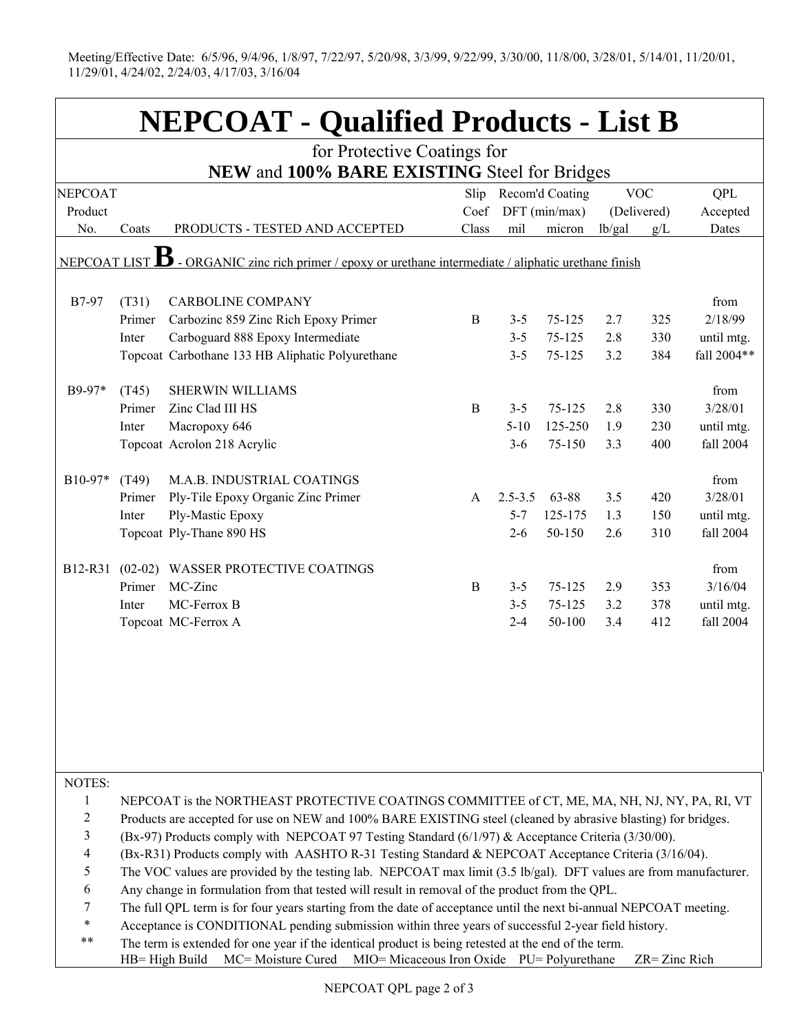Meeting/Effective Date: 6/5/96, 9/4/96, 1/8/97, 7/22/97, 5/20/98, 3/3/99, 9/22/99, 3/30/00, 11/8/00, 3/28/01, 5/14/01, 11/20/01, 11/29/01, 4/24/02, 2/24/03, 4/17/03, 3/16/04

# NEPCOAT - Qualified Products - List B

## for Protective Coatings for **NEW** and **100% BARE EXISTING** Steel for Bridges

| NEPCOAT Product No. | Coats | PRODUCTS - TESTED AND ACCEPTED | Slip Coef Class | Recom'd Coating DFT (min/max) mil | Recom'd Coating DFT (min/max) micron | VOC (Delivered) lb/gal | VOC (Delivered) g/L | QPL Accepted Dates |
|---|---|---|---|---|---|---|---|---|
| NEPCOAT LIST **B** - ORGANIC zinc rich primer / epoxy or urethane intermediate / aliphatic urethane finish | | | | | | | | |
| B7-97 | (T31) | CARBOLINE COMPANY | | | | | | from |
| | Primer | Carbozinc 859 Zinc Rich Epoxy Primer | B | 3-5 | 75-125 | 2.7 | 325 | 2/18/99 |
| | Inter | Carboguard 888 Epoxy Intermediate | | 3-5 | 75-125 | 2.8 | 330 | until mtg. |
| | Topcoat | Carbothane 133 HB Aliphatic Polyurethane | | 3-5 | 75-125 | 3.2 | 384 | fall 2004** |
| B9-97* | (T45) | SHERWIN WILLIAMS | | | | | | from |
| | Primer | Zinc Clad III HS | B | 3-5 | 75-125 | 2.8 | 330 | 3/28/01 |
| | Inter | Macropoxy 646 | | 5-10 | 125-250 | 1.9 | 230 | until mtg. |
| | Topcoat | Acrolon 218 Acrylic | | 3-6 | 75-150 | 3.3 | 400 | fall 2004 |
| B10-97* | (T49) | M.A.B. INDUSTRIAL COATINGS | | | | | | from |
| | Primer | Ply-Tile Epoxy Organic Zinc Primer | A | 2.5-3.5 | 63-88 | 3.5 | 420 | 3/28/01 |
| | Inter | Ply-Mastic Epoxy | | 5-7 | 125-175 | 1.3 | 150 | until mtg. |
| | Topcoat | Ply-Thane 890 HS | | 2-6 | 50-150 | 2.6 | 310 | fall 2004 |
| B12-R31 | (02-02) | WASSER PROTECTIVE COATINGS | | | | | | from |
| | Primer | MC-Zinc | B | 3-5 | 75-125 | 2.9 | 353 | 3/16/04 |
| | Inter | MC-Ferrox B | | 3-5 | 75-125 | 3.2 | 378 | until mtg. |
| | Topcoat | MC-Ferrox A | | 2-4 | 50-100 | 3.4 | 412 | fall 2004 |

NOTES:

1. NEPCOAT is the NORTHEAST PROTECTIVE COATINGS COMMITTEE of CT, ME, MA, NH, NJ, NY, PA, RI, VT
2. Products are accepted for use on NEW and 100% BARE EXISTING steel (cleaned by abrasive blasting) for bridges.
3. (Bx-97) Products comply with NEPCOAT 97 Testing Standard (6/1/97) & Acceptance Criteria (3/30/00).
4. (Bx-R31) Products comply with AASHTO R-31 Testing Standard & NEPCOAT Acceptance Criteria (3/16/04).
5. The VOC values are provided by the testing lab. NEPCOAT max limit (3.5 lb/gal). DFT values are from manufacturer.
6. Any change in formulation from that tested will result in removal of the product from the QPL.
7. The full QPL term is for four years starting from the date of acceptance until the next bi-annual NEPCOAT meeting.

\* Acceptance is CONDITIONAL pending submission within three years of successful 2-year field history.

\*\* The term is extended for one year if the identical product is being retested at the end of the term.

HB= High Build MC= Moisture Cured MIO= Micaceous Iron Oxide PU= Polyurethane ZR= Zinc Rich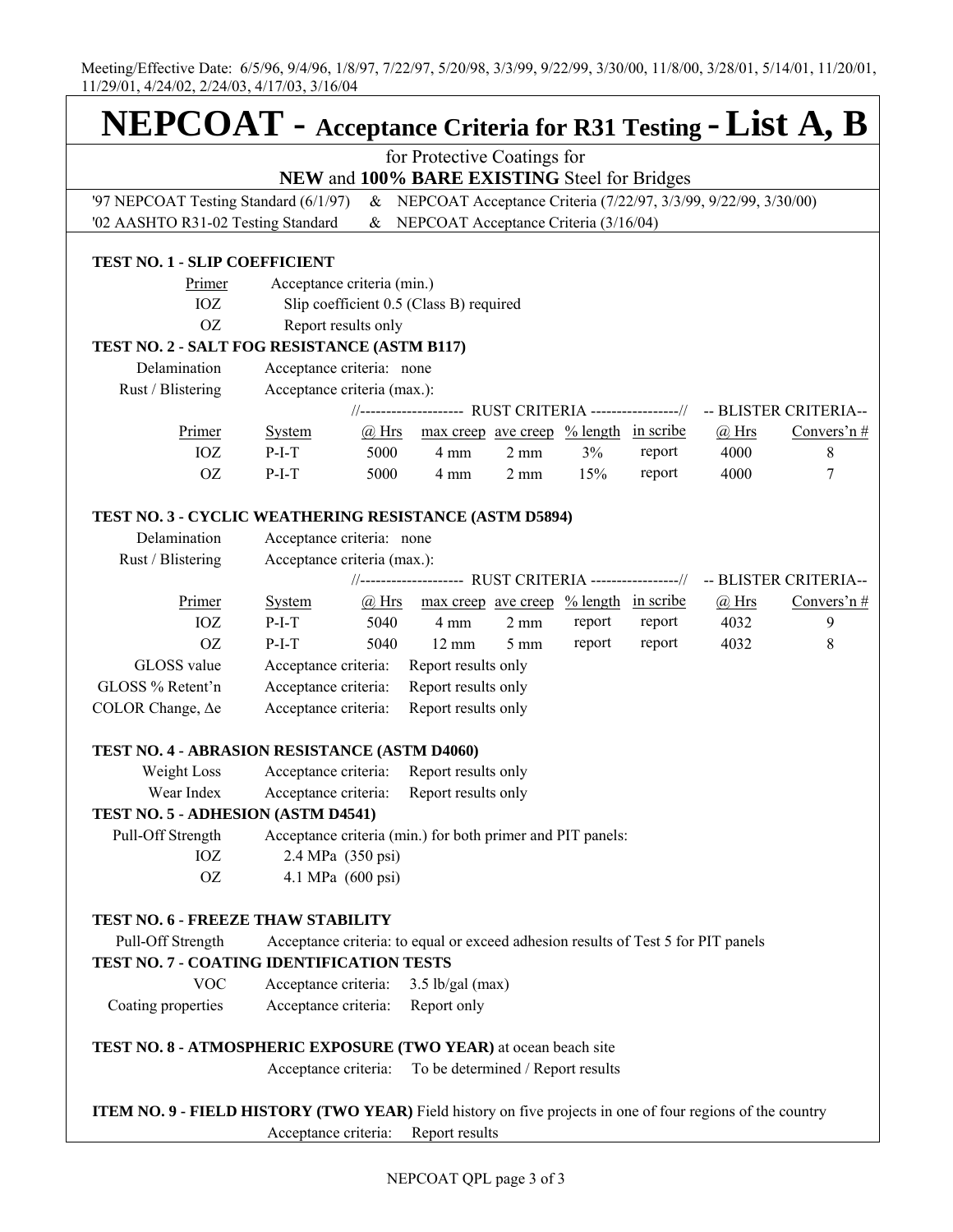Meeting/Effective Date: 6/5/96, 9/4/96, 1/8/97, 7/22/97, 5/20/98, 3/3/99, 9/22/99, 3/30/00, 11/8/00, 3/28/01, 5/14/01, 11/20/01, 11/29/01, 4/24/02, 2/24/03, 4/17/03, 3/16/04

# NEPCOAT - Acceptance Criteria for R31 Testing - List A, B

for Protective Coatings for
**NEW** and **100% BARE EXISTING** Steel for Bridges

'97 NEPCOAT Testing Standard (6/1/97) & NEPCOAT Acceptance Criteria (7/22/97, 3/3/99, 9/22/99, 3/30/00)
'02 AASHTO R31-02 Testing Standard & NEPCOAT Acceptance Criteria (3/16/04)

**TEST NO. 1 - SLIP COEFFICIENT**

| Primer | Acceptance criteria (min.) |
|---|---|
| IOZ | Slip coefficient 0.5 (Class B) required |
| OZ | Report results only |

**TEST NO. 2 - SALT FOG RESISTANCE (ASTM B117)**

Delamination Acceptance criteria: none

Rust / Blistering Acceptance criteria (max.):

| | | RUST CRITERIA | | | | | BLISTER CRITERIA | |
|---|---|---|---|---|---|---|---|---|
| Primer | System | @ Hrs | max creep | ave creep | % length | in scribe | @ Hrs | Convers'n # |
| IOZ | P-I-T | 5000 | 4 mm | 2 mm | 3% | report | 4000 | 8 |
| OZ | P-I-T | 5000 | 4 mm | 2 mm | 15% | report | 4000 | 7 |

**TEST NO. 3 - CYCLIC WEATHERING RESISTANCE (ASTM D5894)**

Delamination Acceptance criteria: none

Rust / Blistering Acceptance criteria (max.):

| | | RUST CRITERIA | | | | | BLISTER CRITERIA | |
|---|---|---|---|---|---|---|---|---|
| Primer | System | @ Hrs | max creep | ave creep | % length | in scribe | @ Hrs | Convers'n # |
| IOZ | P-I-T | 5040 | 4 mm | 2 mm | report | report | 4032 | 9 |
| OZ | P-I-T | 5040 | 12 mm | 5 mm | report | report | 4032 | 8 |

GLOSS value Acceptance criteria: Report results only

GLOSS % Retent'n Acceptance criteria: Report results only

COLOR Change, $\Delta e$ Acceptance criteria: Report results only

**TEST NO. 4 - ABRASION RESISTANCE (ASTM D4060)**

Weight Loss Acceptance criteria: Report results only

Wear Index Acceptance criteria: Report results only

**TEST NO. 5 - ADHESION (ASTM D4541)**

Pull-Off Strength Acceptance criteria (min.) for both primer and PIT panels:

- IOZ 2.4 MPa (350 psi)
- OZ 4.1 MPa (600 psi)

**TEST NO. 6 - FREEZE THAW STABILITY**

Pull-Off Strength Acceptance criteria: to equal or exceed adhesion results of Test 5 for PIT panels

**TEST NO. 7 - COATING IDENTIFICATION TESTS**

VOC Acceptance criteria: 3.5 lb/gal (max)

Coating properties Acceptance criteria: Report only

**TEST NO. 8 - ATMOSPHERIC EXPOSURE (TWO YEAR)** at ocean beach site

Acceptance criteria: To be determined / Report results

**ITEM NO. 9 - FIELD HISTORY (TWO YEAR)** Field history on five projects in one of four regions of the country

Acceptance criteria: Report results